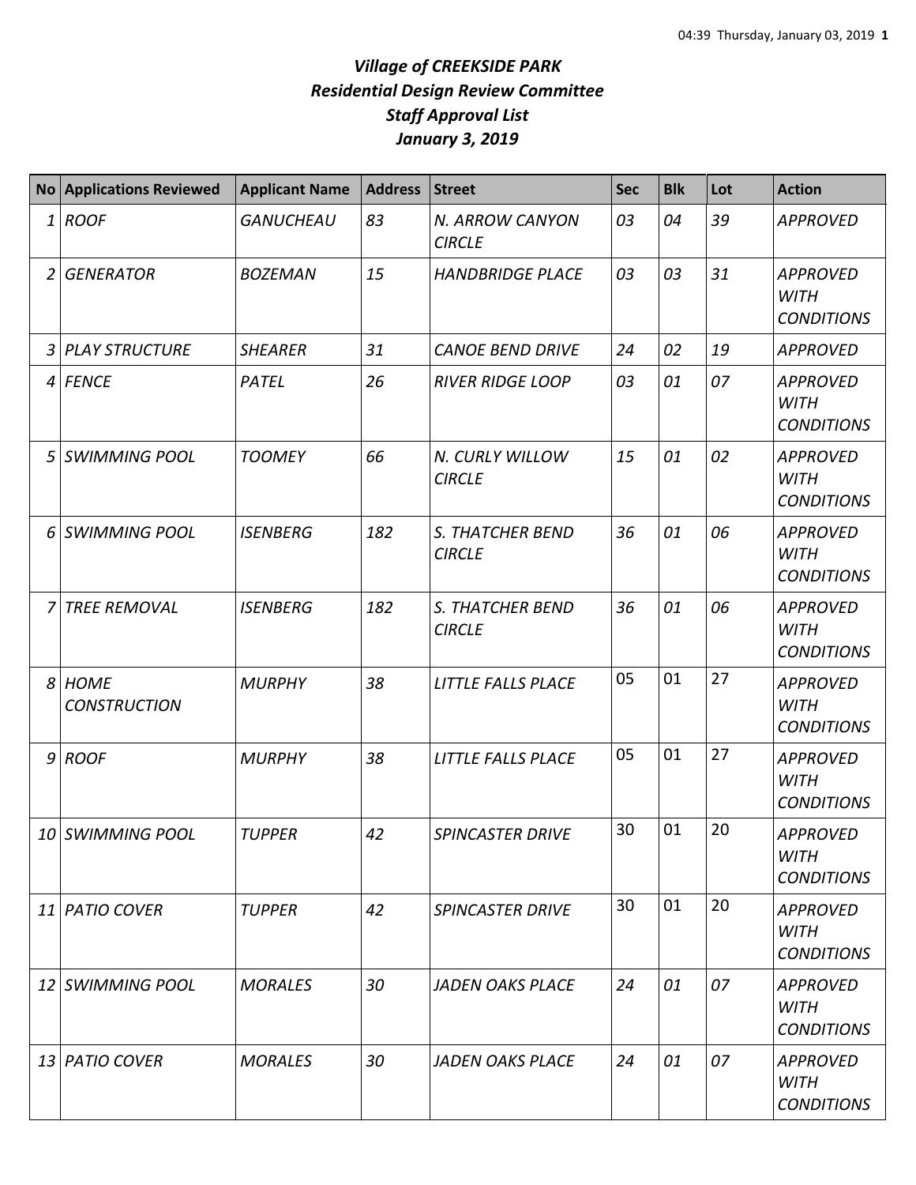# *Village of CREEKSIDE PARK*
## *Residential Design Review Committee*
## *Staff Approval List*
## *January 3, 2019*

| No | Applications Reviewed | Applicant Name | Address | Street | Sec | Blk | Lot | Action |
|---|---|---|---|---|---|---|---|---|
| 1 | *ROOF* | *GANUCHEAU* | *83* | *N. ARROW CANYON CIRCLE* | *03* | *04* | *39* | *APPROVED* |
| 2 | *GENERATOR* | *BOZEMAN* | *15* | *HANDBRIDGE PLACE* | *03* | *03* | *31* | *APPROVED WITH CONDITIONS* |
| 3 | *PLAY STRUCTURE* | *SHEARER* | *31* | *CANOE BEND DRIVE* | *24* | *02* | *19* | *APPROVED* |
| 4 | *FENCE* | *PATEL* | *26* | *RIVER RIDGE LOOP* | *03* | *01* | *07* | *APPROVED WITH CONDITIONS* |
| 5 | *SWIMMING POOL* | *TOOMEY* | *66* | *N. CURLY WILLOW CIRCLE* | *15* | *01* | *02* | *APPROVED WITH CONDITIONS* |
| 6 | *SWIMMING POOL* | *ISENBERG* | *182* | *S. THATCHER BEND CIRCLE* | *36* | *01* | *06* | *APPROVED WITH CONDITIONS* |
| 7 | *TREE REMOVAL* | *ISENBERG* | *182* | *S. THATCHER BEND CIRCLE* | *36* | *01* | *06* | *APPROVED WITH CONDITIONS* |
| 8 | *HOME CONSTRUCTION* | *MURPHY* | *38* | *LITTLE FALLS PLACE* | 05 | 01 | 27 | *APPROVED WITH CONDITIONS* |
| 9 | *ROOF* | *MURPHY* | *38* | *LITTLE FALLS PLACE* | 05 | 01 | 27 | *APPROVED WITH CONDITIONS* |
| 10 | *SWIMMING POOL* | *TUPPER* | *42* | *SPINCASTER DRIVE* | 30 | 01 | 20 | *APPROVED WITH CONDITIONS* |
| 11 | *PATIO COVER* | *TUPPER* | *42* | *SPINCASTER DRIVE* | 30 | 01 | 20 | *APPROVED WITH CONDITIONS* |
| 12 | *SWIMMING POOL* | *MORALES* | *30* | *JADEN OAKS PLACE* | *24* | *01* | *07* | *APPROVED WITH CONDITIONS* |
| 13 | *PATIO COVER* | *MORALES* | *30* | *JADEN OAKS PLACE* | *24* | *01* | *07* | *APPROVED WITH CONDITIONS* |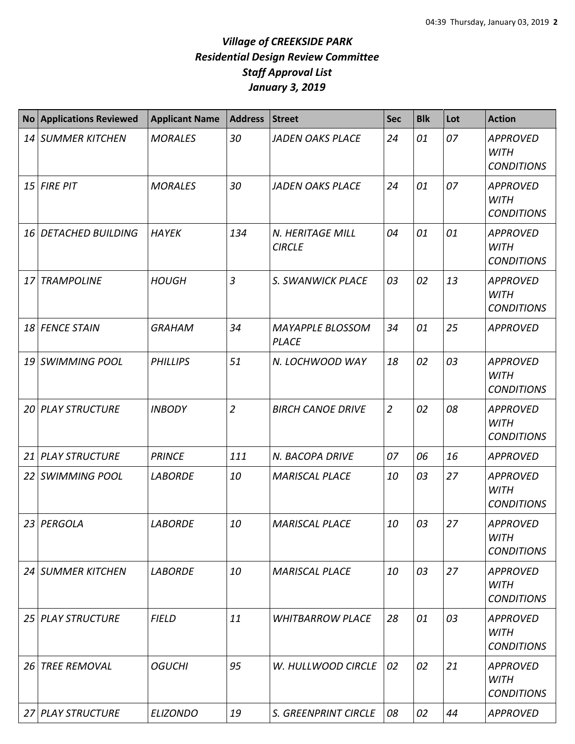***Village of CREEKSIDE PARK***
***Residential Design Review Committee***
***Staff Approval List***
***January 3, 2019***

| No | Applications Reviewed | Applicant Name | Address | Street | Sec | Blk | Lot | Action |
|---|---|---|---|---|---|---|---|---|
| *14* | *SUMMER KITCHEN* | *MORALES* | *30* | *JADEN OAKS PLACE* | *24* | *01* | *07* | *APPROVED WITH CONDITIONS* |
| *15* | *FIRE PIT* | *MORALES* | *30* | *JADEN OAKS PLACE* | *24* | *01* | *07* | *APPROVED WITH CONDITIONS* |
| *16* | *DETACHED BUILDING* | *HAYEK* | *134* | *N. HERITAGE MILL CIRCLE* | *04* | *01* | *01* | *APPROVED WITH CONDITIONS* |
| *17* | *TRAMPOLINE* | *HOUGH* | *3* | *S. SWANWICK PLACE* | *03* | *02* | *13* | *APPROVED WITH CONDITIONS* |
| *18* | *FENCE STAIN* | *GRAHAM* | *34* | *MAYAPPLE BLOSSOM PLACE* | *34* | *01* | *25* | *APPROVED* |
| *19* | *SWIMMING POOL* | *PHILLIPS* | *51* | *N. LOCHWOOD WAY* | *18* | *02* | *03* | *APPROVED WITH CONDITIONS* |
| *20* | *PLAY STRUCTURE* | *INBODY* | *2* | *BIRCH CANOE DRIVE* | *2* | *02* | *08* | *APPROVED WITH CONDITIONS* |
| *21* | *PLAY STRUCTURE* | *PRINCE* | *111* | *N. BACOPA DRIVE* | *07* | *06* | *16* | *APPROVED* |
| *22* | *SWIMMING POOL* | *LABORDE* | *10* | *MARISCAL PLACE* | *10* | *03* | *27* | *APPROVED WITH CONDITIONS* |
| *23* | *PERGOLA* | *LABORDE* | *10* | *MARISCAL PLACE* | *10* | *03* | *27* | *APPROVED WITH CONDITIONS* |
| *24* | *SUMMER KITCHEN* | *LABORDE* | *10* | *MARISCAL PLACE* | *10* | *03* | *27* | *APPROVED WITH CONDITIONS* |
| *25* | *PLAY STRUCTURE* | *FIELD* | *11* | *WHITBARROW PLACE* | *28* | *01* | *03* | *APPROVED WITH CONDITIONS* |
| *26* | *TREE REMOVAL* | *OGUCHI* | *95* | *W. HULLWOOD CIRCLE* | *02* | *02* | *21* | *APPROVED WITH CONDITIONS* |
| *27* | *PLAY STRUCTURE* | *ELIZONDO* | *19* | *S. GREENPRINT CIRCLE* | *08* | *02* | *44* | *APPROVED* |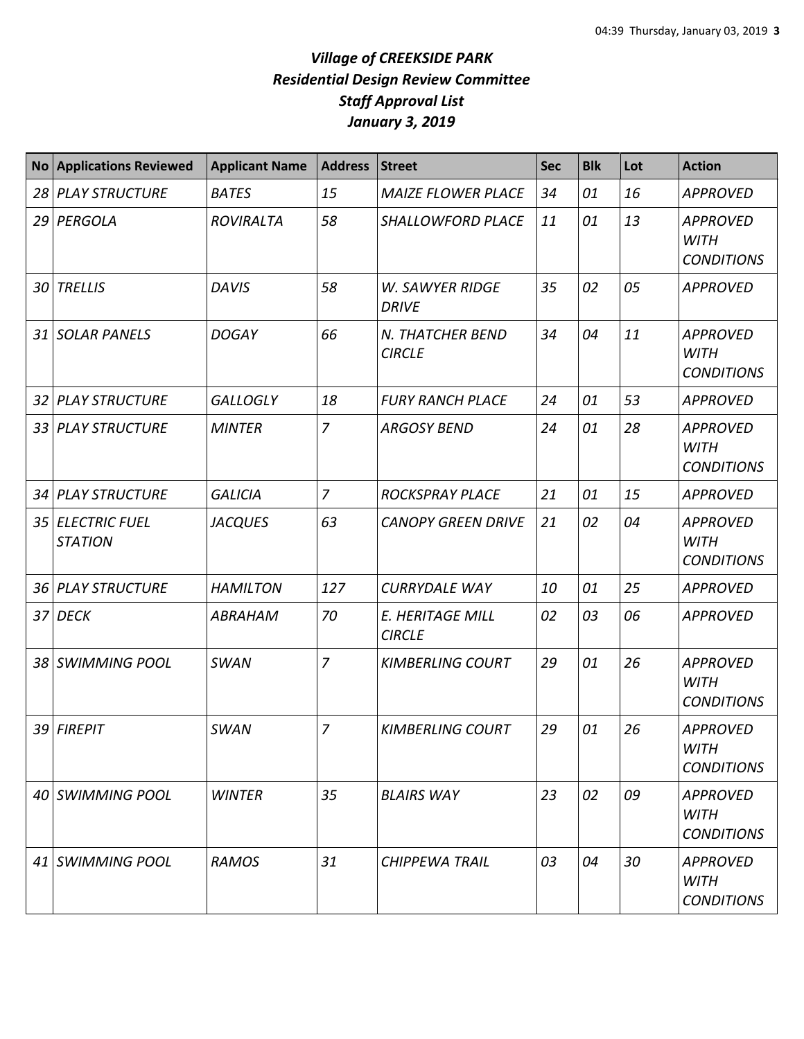# *Village of CREEKSIDE PARK*
## *Residential Design Review Committee*
## *Staff Approval List*
## *January 3, 2019*

| No | Applications Reviewed | Applicant Name | Address | Street | Sec | Blk | Lot | Action |
|---|---|---|---|---|---|---|---|---|
| *28* | *PLAY STRUCTURE* | *BATES* | *15* | *MAIZE FLOWER PLACE* | *34* | *01* | *16* | *APPROVED* |
| *29* | *PERGOLA* | *ROVIRALTA* | *58* | *SHALLOWFORD PLACE* | *11* | *01* | *13* | *APPROVED WITH CONDITIONS* |
| *30* | *TRELLIS* | *DAVIS* | *58* | *W. SAWYER RIDGE DRIVE* | *35* | *02* | *05* | *APPROVED* |
| *31* | *SOLAR PANELS* | *DOGAY* | *66* | *N. THATCHER BEND CIRCLE* | *34* | *04* | *11* | *APPROVED WITH CONDITIONS* |
| *32* | *PLAY STRUCTURE* | *GALLOGLY* | *18* | *FURY RANCH PLACE* | *24* | *01* | *53* | *APPROVED* |
| *33* | *PLAY STRUCTURE* | *MINTER* | *7* | *ARGOSY BEND* | *24* | *01* | *28* | *APPROVED WITH CONDITIONS* |
| *34* | *PLAY STRUCTURE* | *GALICIA* | *7* | *ROCKSPRAY PLACE* | *21* | *01* | *15* | *APPROVED* |
| *35* | *ELECTRIC FUEL STATION* | *JACQUES* | *63* | *CANOPY GREEN DRIVE* | *21* | *02* | *04* | *APPROVED WITH CONDITIONS* |
| *36* | *PLAY STRUCTURE* | *HAMILTON* | *127* | *CURRYDALE WAY* | *10* | *01* | *25* | *APPROVED* |
| *37* | *DECK* | *ABRAHAM* | *70* | *E. HERITAGE MILL CIRCLE* | *02* | *03* | *06* | *APPROVED* |
| *38* | *SWIMMING POOL* | *SWAN* | *7* | *KIMBERLING COURT* | *29* | *01* | *26* | *APPROVED WITH CONDITIONS* |
| *39* | *FIREPIT* | *SWAN* | *7* | *KIMBERLING COURT* | *29* | *01* | *26* | *APPROVED WITH CONDITIONS* |
| *40* | *SWIMMING POOL* | *WINTER* | *35* | *BLAIRS WAY* | *23* | *02* | *09* | *APPROVED WITH CONDITIONS* |
| *41* | *SWIMMING POOL* | *RAMOS* | *31* | *CHIPPEWA TRAIL* | *03* | *04* | *30* | *APPROVED WITH CONDITIONS* |